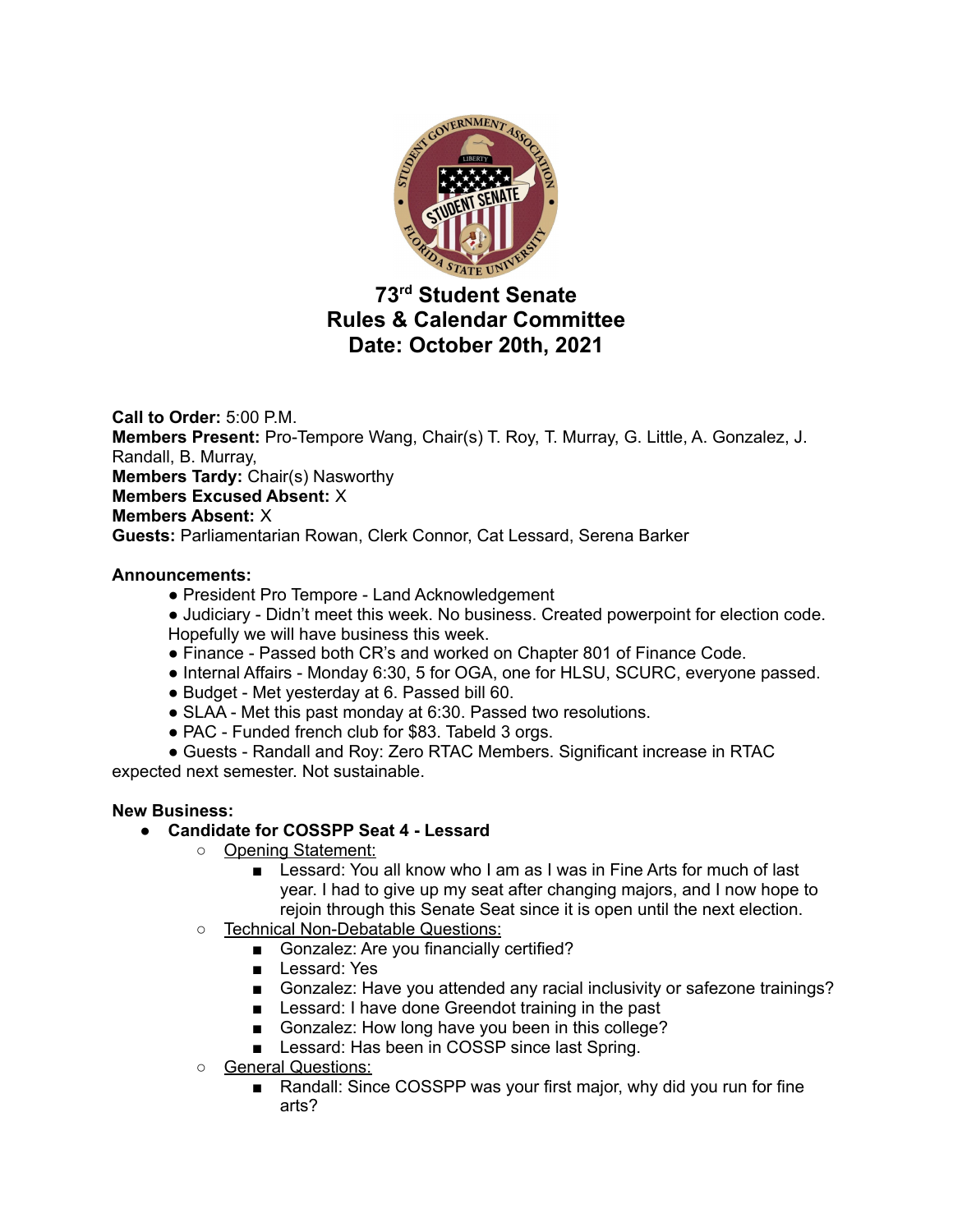# 73rd Student Senate
# Rules & Calendar Committee
# Date: October 20th, 2021

**Call to Order:** 5:00 P.M.
**Members Present:** Pro-Tempore Wang, Chair(s) T. Roy, T. Murray, G. Little, A. Gonzalez, J. Randall, B. Murray,
**Members Tardy:** Chair(s) Nasworthy
**Members Excused Absent:** X
**Members Absent:** X
**Guests:** Parliamentarian Rowan, Clerk Connor, Cat Lessard, Serena Barker

**Announcements:**

- President Pro Tempore - Land Acknowledgement
- Judiciary - Didn't meet this week. No business. Created powerpoint for election code. Hopefully we will have business this week.
- Finance - Passed both CR's and worked on Chapter 801 of Finance Code.
- Internal Affairs - Monday 6:30, 5 for OGA, one for HLSU, SCURC, everyone passed.
- Budget - Met yesterday at 6. Passed bill 60.
- SLAA - Met this past monday at 6:30. Passed two resolutions.
- PAC - Funded french club for $83. Tabeld 3 orgs.
- Guests - Randall and Roy: Zero RTAC Members. Significant increase in RTAC expected next semester. Not sustainable.

**New Business:**

- **Candidate for COSSPP Seat 4 - Lessard**
  - Opening Statement:
    - Lessard: You all know who I am as I was in Fine Arts for much of last year. I had to give up my seat after changing majors, and I now hope to rejoin through this Senate Seat since it is open until the next election.
  - Technical Non-Debatable Questions:
    - Gonzalez: Are you financially certified?
    - Lessard: Yes
    - Gonzalez: Have you attended any racial inclusivity or safezone trainings?
    - Lessard: I have done Greendot training in the past
    - Gonzalez: How long have you been in this college?
    - Lessard: Has been in COSSP since last Spring.
  - General Questions:
    - Randall: Since COSSPP was your first major, why did you run for fine arts?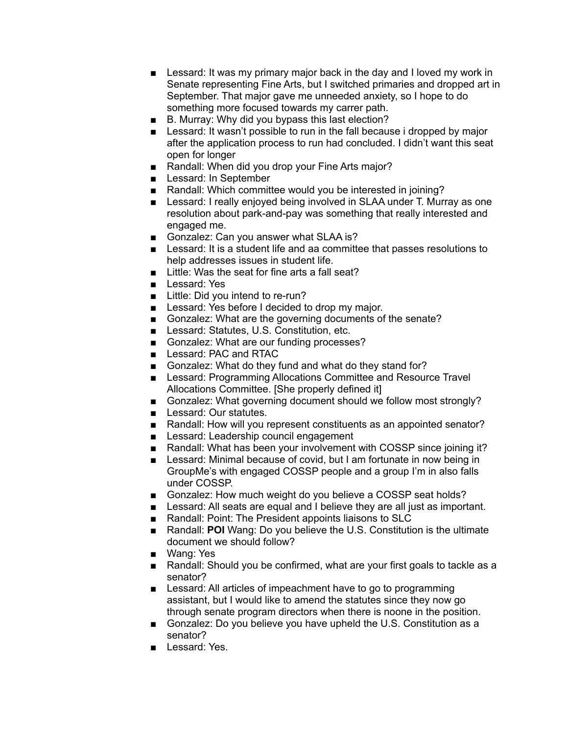- Lessard: It was my primary major back in the day and I loved my work in Senate representing Fine Arts, but I switched primaries and dropped art in September. That major gave me unneeded anxiety, so I hope to do something more focused towards my carrer path.
- B. Murray: Why did you bypass this last election?
- Lessard: It wasn't possible to run in the fall because i dropped by major after the application process to run had concluded. I didn't want this seat open for longer
- Randall: When did you drop your Fine Arts major?
- Lessard: In September
- Randall: Which committee would you be interested in joining?
- Lessard: I really enjoyed being involved in SLAA under T. Murray as one resolution about park-and-pay was something that really interested and engaged me.
- Gonzalez: Can you answer what SLAA is?
- Lessard: It is a student life and aa committee that passes resolutions to help addresses issues in student life.
- Little: Was the seat for fine arts a fall seat?
- Lessard: Yes
- Little: Did you intend to re-run?
- Lessard: Yes before I decided to drop my major.
- Gonzalez: What are the governing documents of the senate?
- Lessard: Statutes, U.S. Constitution, etc.
- Gonzalez: What are our funding processes?
- Lessard: PAC and RTAC
- Gonzalez: What do they fund and what do they stand for?
- Lessard: Programming Allocations Committee and Resource Travel Allocations Committee. [She properly defined it]
- Gonzalez: What governing document should we follow most strongly?
- Lessard: Our statutes.
- Randall: How will you represent constituents as an appointed senator?
- Lessard: Leadership council engagement
- Randall: What has been your involvement with COSSP since joining it?
- Lessard: Minimal because of covid, but I am fortunate in now being in GroupMe's with engaged COSSP people and a group I'm in also falls under COSSP.
- Gonzalez: How much weight do you believe a COSSP seat holds?
- Lessard: All seats are equal and I believe they are all just as important.
- Randall: Point: The President appoints liaisons to SLC
- Randall: **POI** Wang: Do you believe the U.S. Constitution is the ultimate document we should follow?
- Wang: Yes
- Randall: Should you be confirmed, what are your first goals to tackle as a senator?
- Lessard: All articles of impeachment have to go to programming assistant, but I would like to amend the statutes since they now go through senate program directors when there is noone in the position.
- Gonzalez: Do you believe you have upheld the U.S. Constitution as a senator?
- Lessard: Yes.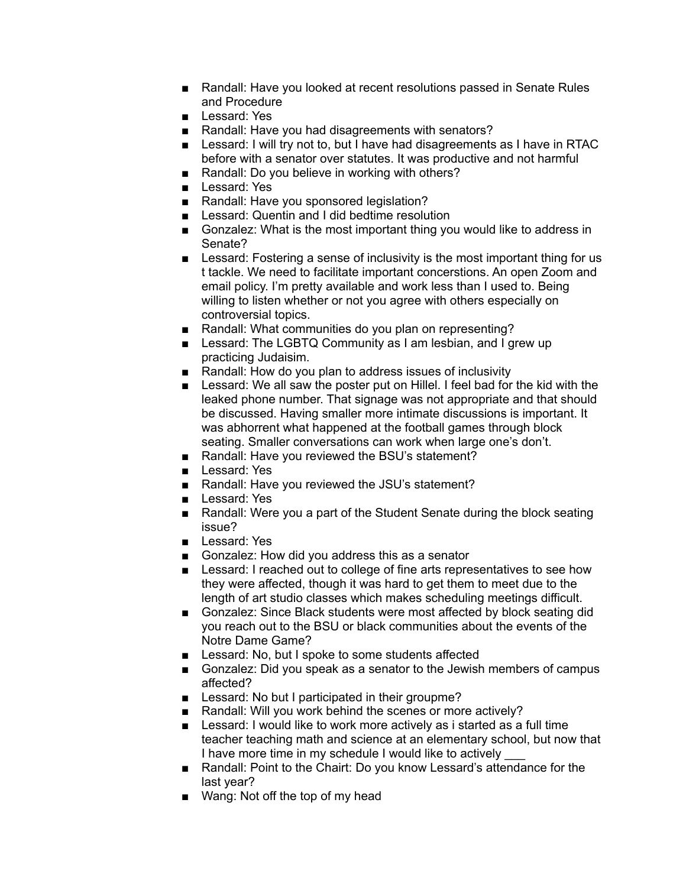- Randall: Have you looked at recent resolutions passed in Senate Rules and Procedure
- Lessard: Yes
- Randall: Have you had disagreements with senators?
- Lessard: I will try not to, but I have had disagreements as I have in RTAC before with a senator over statutes. It was productive and not harmful
- Randall: Do you believe in working with others?
- Lessard: Yes
- Randall: Have you sponsored legislation?
- Lessard: Quentin and I did bedtime resolution
- Gonzalez: What is the most important thing you would like to address in Senate?
- Lessard: Fostering a sense of inclusivity is the most important thing for us t tackle. We need to facilitate important concerstions. An open Zoom and email policy. I'm pretty available and work less than I used to. Being willing to listen whether or not you agree with others especially on controversial topics.
- Randall: What communities do you plan on representing?
- Lessard: The LGBTQ Community as I am lesbian, and I grew up practicing Judaisim.
- Randall: How do you plan to address issues of inclusivity
- Lessard: We all saw the poster put on Hillel. I feel bad for the kid with the leaked phone number. That signage was not appropriate and that should be discussed. Having smaller more intimate discussions is important. It was abhorrent what happened at the football games through block seating. Smaller conversations can work when large one's don't.
- Randall: Have you reviewed the BSU's statement?
- Lessard: Yes
- Randall: Have you reviewed the JSU's statement?
- Lessard: Yes
- Randall: Were you a part of the Student Senate during the block seating issue?
- Lessard: Yes
- Gonzalez: How did you address this as a senator
- Lessard: I reached out to college of fine arts representatives to see how they were affected, though it was hard to get them to meet due to the length of art studio classes which makes scheduling meetings difficult.
- Gonzalez: Since Black students were most affected by block seating did you reach out to the BSU or black communities about the events of the Notre Dame Game?
- Lessard: No, but I spoke to some students affected
- Gonzalez: Did you speak as a senator to the Jewish members of campus affected?
- Lessard: No but I participated in their groupme?
- Randall: Will you work behind the scenes or more actively?
- Lessard: I would like to work more actively as i started as a full time teacher teaching math and science at an elementary school, but now that I have more time in my schedule I would like to actively ___
- Randall: Point to the Chair: Do you know Lessard's attendance for the last year?
- Wang: Not off the top of my head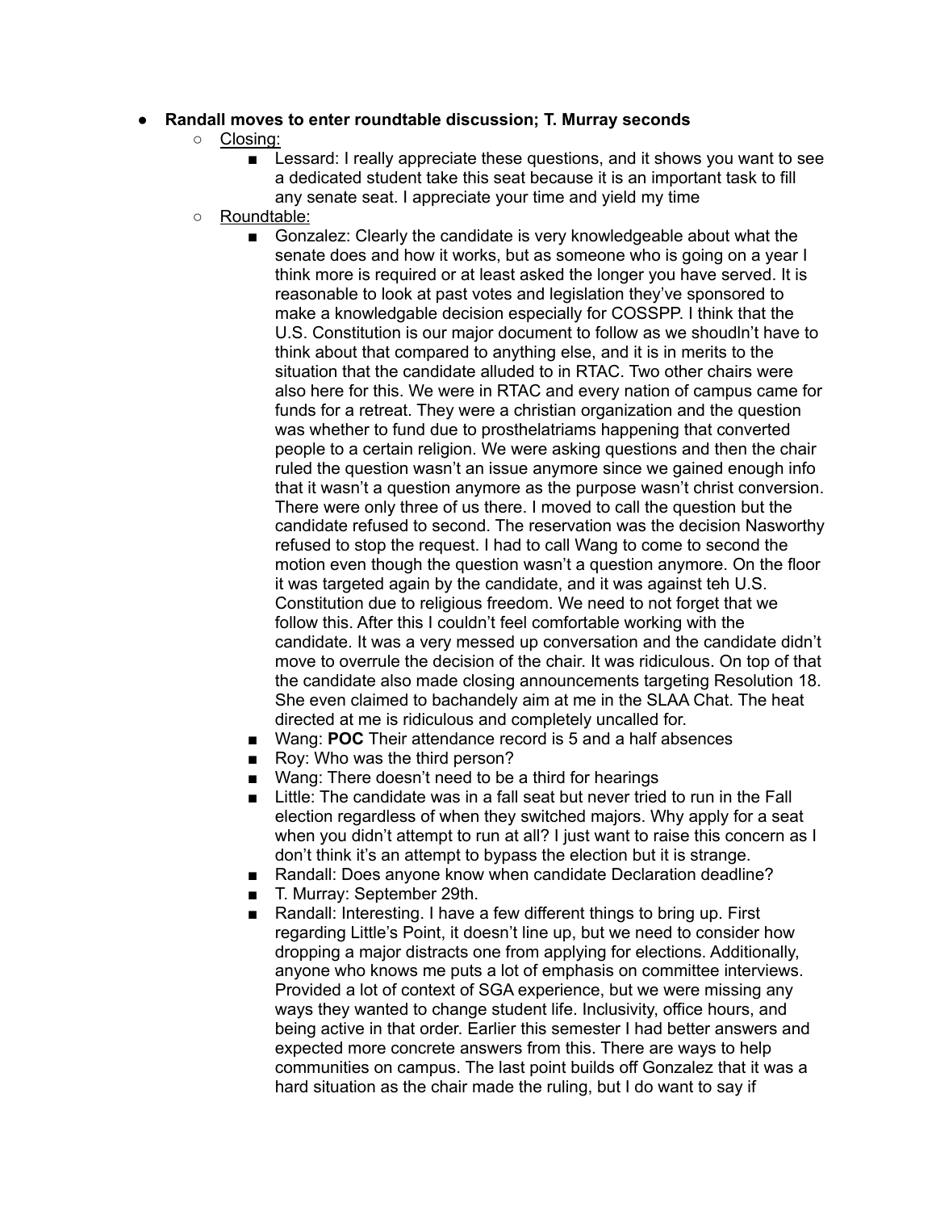- **Randall moves to enter roundtable discussion; T. Murray seconds**
  - Closing:
    - Lessard: I really appreciate these questions, and it shows you want to see a dedicated student take this seat because it is an important task to fill any senate seat. I appreciate your time and yield my time
  - Roundtable:
    - Gonzalez: Clearly the candidate is very knowledgeable about what the senate does and how it works, but as someone who is going on a year I think more is required or at least asked the longer you have served. It is reasonable to look at past votes and legislation they've sponsored to make a knowledgable decision especially for COSSPP. I think that the U.S. Constitution is our major document to follow as we shoudln't have to think about that compared to anything else, and it is in merits to the situation that the candidate alluded to in RTAC. Two other chairs were also here for this. We were in RTAC and every nation of campus came for funds for a retreat. They were a christian organization and the question was whether to fund due to prosthelatriams happening that converted people to a certain religion. We were asking questions and then the chair ruled the question wasn't an issue anymore since we gained enough info that it wasn't a question anymore as the purpose wasn't christ conversion. There were only three of us there. I moved to call the question but the candidate refused to second. The reservation was the decision Nasworthy refused to stop the request. I had to call Wang to come to second the motion even though the question wasn't a question anymore. On the floor it was targeted again by the candidate, and it was against teh U.S. Constitution due to religious freedom. We need to not forget that we follow this. After this I couldn't feel comfortable working with the candidate. It was a very messed up conversation and the candidate didn't move to overrule the decision of the chair. It was ridiculous. On top of that the candidate also made closing announcements targeting Resolution 18. She even claimed to bachandely aim at me in the SLAA Chat. The heat directed at me is ridiculous and completely uncalled for.
    - Wang: **POC** Their attendance record is 5 and a half absences
    - Roy: Who was the third person?
    - Wang: There doesn't need to be a third for hearings
    - Little: The candidate was in a fall seat but never tried to run in the Fall election regardless of when they switched majors. Why apply for a seat when you didn't attempt to run at all? I just want to raise this concern as I don't think it's an attempt to bypass the election but it is strange.
    - Randall: Does anyone know when candidate Declaration deadline?
    - T. Murray: September 29th.
    - Randall: Interesting. I have a few different things to bring up. First regarding Little's Point, it doesn't line up, but we need to consider how dropping a major distracts one from applying for elections. Additionally, anyone who knows me puts a lot of emphasis on committee interviews. Provided a lot of context of SGA experience, but we were missing any ways they wanted to change student life. Inclusivity, office hours, and being active in that order. Earlier this semester I had better answers and expected more concrete answers from this. There are ways to help communities on campus. The last point builds off Gonzalez that it was a hard situation as the chair made the ruling, but I do want to say if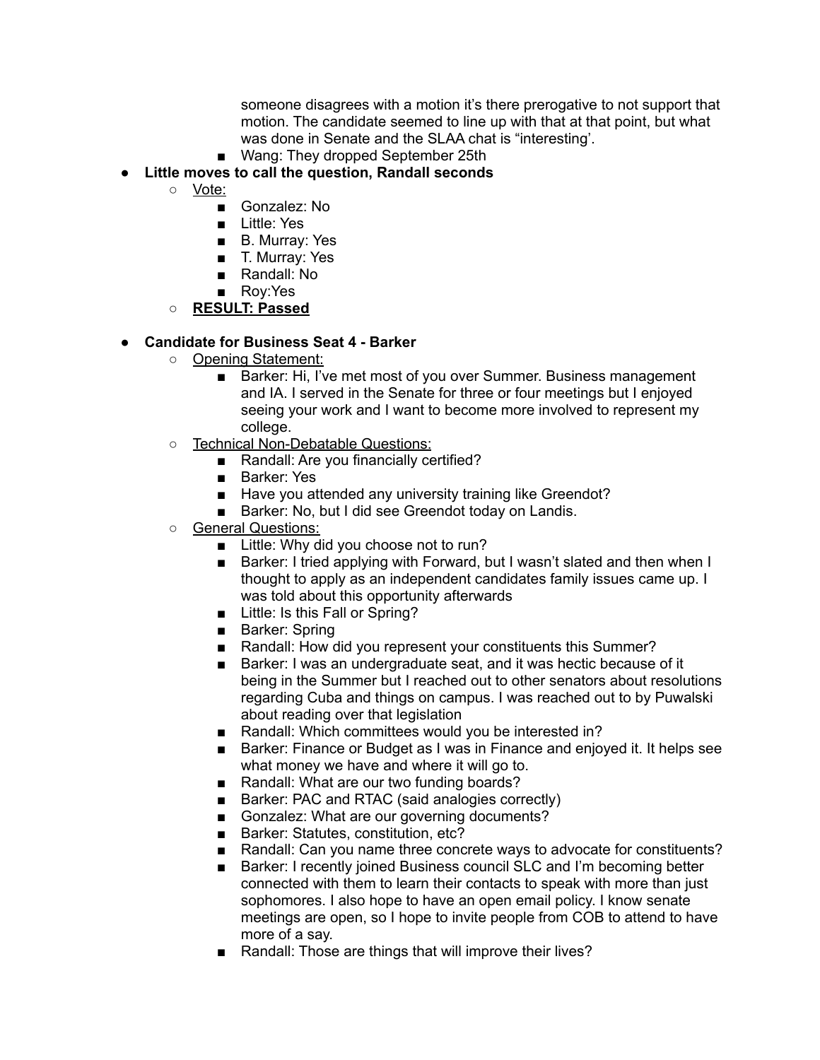someone disagrees with a motion it's there prerogative to not support that motion. The candidate seemed to line up with that at that point, but what was done in Senate and the SLAA chat is "interesting'.
    - Wang: They dropped September 25th

- **Little moves to call the question, Randall seconds**
  - Vote:
    - Gonzalez: No
    - Little: Yes
    - B. Murray: Yes
    - T. Murray: Yes
    - Randall: No
    - Roy:Yes
  - **RESULT: Passed**

- **Candidate for Business Seat 4 - Barker**
  - Opening Statement:
    - Barker: Hi, I've met most of you over Summer. Business management and IA. I served in the Senate for three or four meetings but I enjoyed seeing your work and I want to become more involved to represent my college.
  - Technical Non-Debatable Questions:
    - Randall: Are you financially certified?
    - Barker: Yes
    - Have you attended any university training like Greendot?
    - Barker: No, but I did see Greendot today on Landis.
  - General Questions:
    - Little: Why did you choose not to run?
    - Barker: I tried applying with Forward, but I wasn't slated and then when I thought to apply as an independent candidates family issues came up. I was told about this opportunity afterwards
    - Little: Is this Fall or Spring?
    - Barker: Spring
    - Randall: How did you represent your constituents this Summer?
    - Barker: I was an undergraduate seat, and it was hectic because of it being in the Summer but I reached out to other senators about resolutions regarding Cuba and things on campus. I was reached out to by Puwalski about reading over that legislation
    - Randall: Which committees would you be interested in?
    - Barker: Finance or Budget as I was in Finance and enjoyed it. It helps see what money we have and where it will go to.
    - Randall: What are our two funding boards?
    - Barker: PAC and RTAC (said analogies correctly)
    - Gonzalez: What are our governing documents?
    - Barker: Statutes, constitution, etc?
    - Randall: Can you name three concrete ways to advocate for constituents?
    - Barker: I recently joined Business council SLC and I'm becoming better connected with them to learn their contacts to speak with more than just sophomores. I also hope to have an open email policy. I know senate meetings are open, so I hope to invite people from COB to attend to have more of a say.
    - Randall: Those are things that will improve their lives?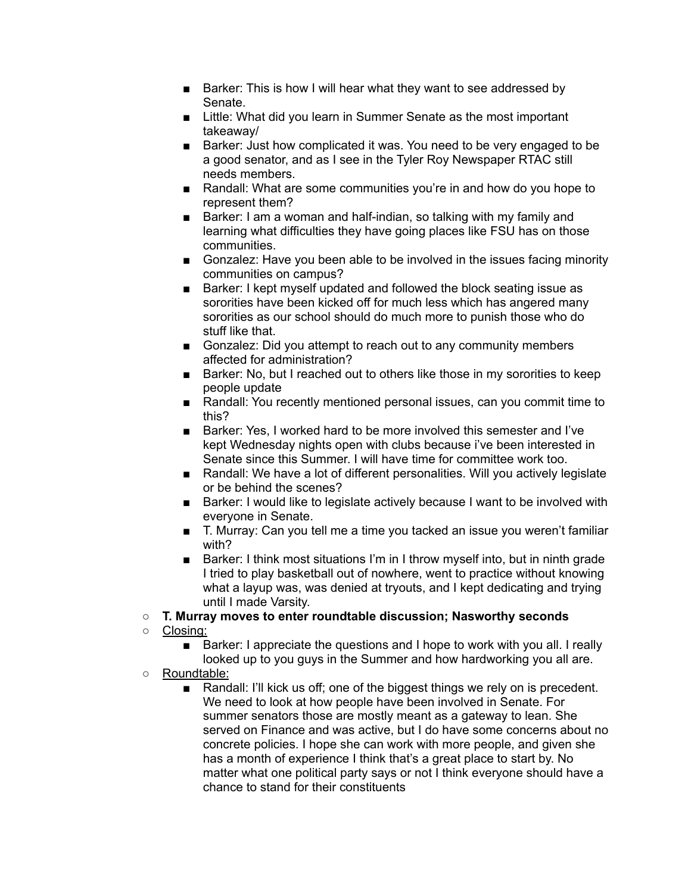- Barker: This is how I will hear what they want to see addressed by Senate.
    - Little: What did you learn in Summer Senate as the most important takeaway/
    - Barker: Just how complicated it was. You need to be very engaged to be a good senator, and as I see in the Tyler Roy Newspaper RTAC still needs members.
    - Randall: What are some communities you're in and how do you hope to represent them?
    - Barker: I am a woman and half-indian, so talking with my family and learning what difficulties they have going places like FSU has on those communities.
    - Gonzalez: Have you been able to be involved in the issues facing minority communities on campus?
    - Barker: I kept myself updated and followed the block seating issue as sororities have been kicked off for much less which has angered many sororities as our school should do much more to punish those who do stuff like that.
    - Gonzalez: Did you attempt to reach out to any community members affected for administration?
    - Barker: No, but I reached out to others like those in my sororities to keep people update
    - Randall: You recently mentioned personal issues, can you commit time to this?
    - Barker: Yes, I worked hard to be more involved this semester and I've kept Wednesday nights open with clubs because i've been interested in Senate since this Summer. I will have time for committee work too.
    - Randall: We have a lot of different personalities. Will you actively legislate or be behind the scenes?
    - Barker: I would like to legislate actively because I want to be involved with everyone in Senate.
    - T. Murray: Can you tell me a time you tacked an issue you weren't familiar with?
    - Barker: I think most situations I'm in I throw myself into, but in ninth grade I tried to play basketball out of nowhere, went to practice without knowing what a layup was, was denied at tryouts, and I kept dedicating and trying until I made Varsity.
  - **T. Murray moves to enter roundtable discussion; Nasworthy seconds**
  - <u>Closing:</u>
    - Barker: I appreciate the questions and I hope to work with you all. I really looked up to you guys in the Summer and how hardworking you all are.
  - <u>Roundtable:</u>
    - Randall: I'll kick us off; one of the biggest things we rely on is precedent. We need to look at how people have been involved in Senate. For summer senators those are mostly meant as a gateway to lean. She served on Finance and was active, but I do have some concerns about no concrete policies. I hope she can work with more people, and given she has a month of experience I think that's a great place to start by. No matter what one political party says or not I think everyone should have a chance to stand for their constituents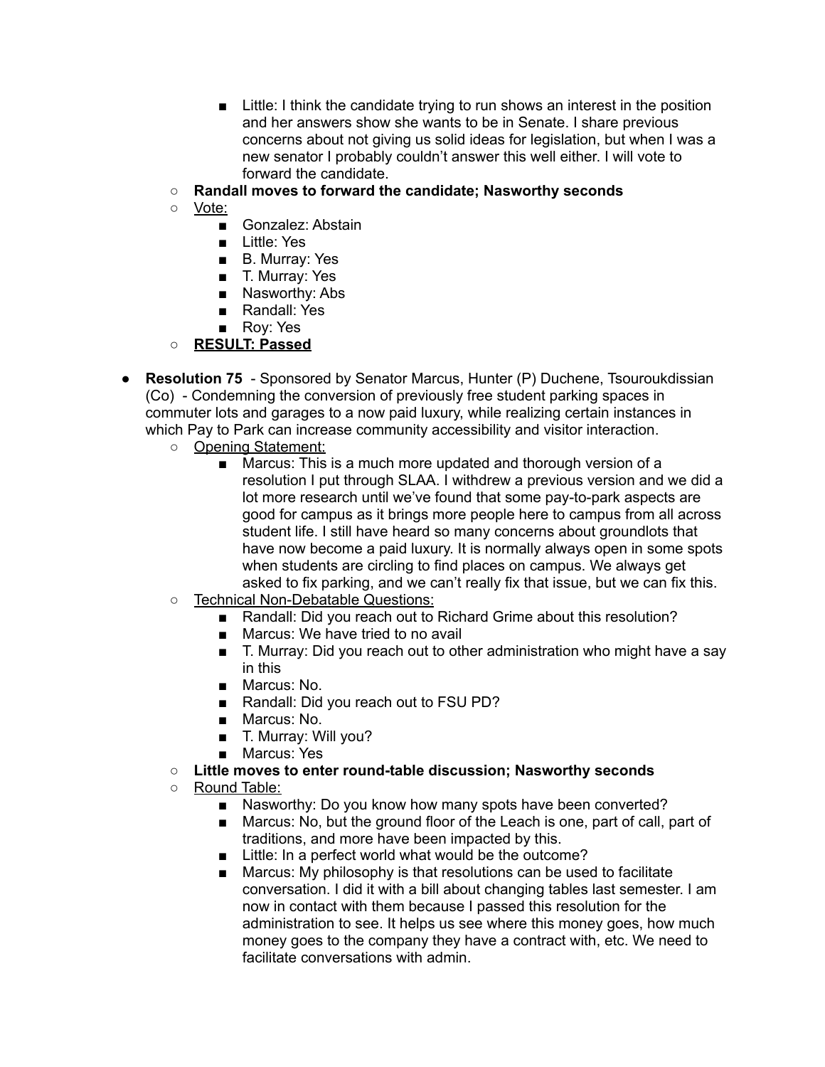- Little: I think the candidate trying to run shows an interest in the position and her answers show she wants to be in Senate. I share previous concerns about not giving us solid ideas for legislation, but when I was a new senator I probably couldn't answer this well either. I will vote to forward the candidate.
    - **Randall moves to forward the candidate; Nasworthy seconds**
    - Vote:
        - Gonzalez: Abstain
        - Little: Yes
        - B. Murray: Yes
        - T. Murray: Yes
        - Nasworthy: Abs
        - Randall: Yes
        - Roy: Yes
    - **RESULT: Passed**

- **Resolution 75** - Sponsored by Senator Marcus, Hunter (P) Duchene, Tsouroukdissian (Co) - Condemning the conversion of previously free student parking spaces in commuter lots and garages to a now paid luxury, while realizing certain instances in which Pay to Park can increase community accessibility and visitor interaction.
    - Opening Statement:
        - Marcus: This is a much more updated and thorough version of a resolution I put through SLAA. I withdrew a previous version and we did a lot more research until we've found that some pay-to-park aspects are good for campus as it brings more people here to campus from all across student life. I still have heard so many concerns about groundlots that have now become a paid luxury. It is normally always open in some spots when students are circling to find places on campus. We always get asked to fix parking, and we can't really fix that issue, but we can fix this.
    - Technical Non-Debatable Questions:
        - Randall: Did you reach out to Richard Grime about this resolution?
        - Marcus: We have tried to no avail
        - T. Murray: Did you reach out to other administration who might have a say in this
        - Marcus: No.
        - Randall: Did you reach out to FSU PD?
        - Marcus: No.
        - T. Murray: Will you?
        - Marcus: Yes
    - **Little moves to enter round-table discussion; Nasworthy seconds**
    - Round Table:
        - Nasworthy: Do you know how many spots have been converted?
        - Marcus: No, but the ground floor of the Leach is one, part of call, part of traditions, and more have been impacted by this.
        - Little: In a perfect world what would be the outcome?
        - Marcus: My philosophy is that resolutions can be used to facilitate conversation. I did it with a bill about changing tables last semester. I am now in contact with them because I passed this resolution for the administration to see. It helps us see where this money goes, how much money goes to the company they have a contract with, etc. We need to facilitate conversations with admin.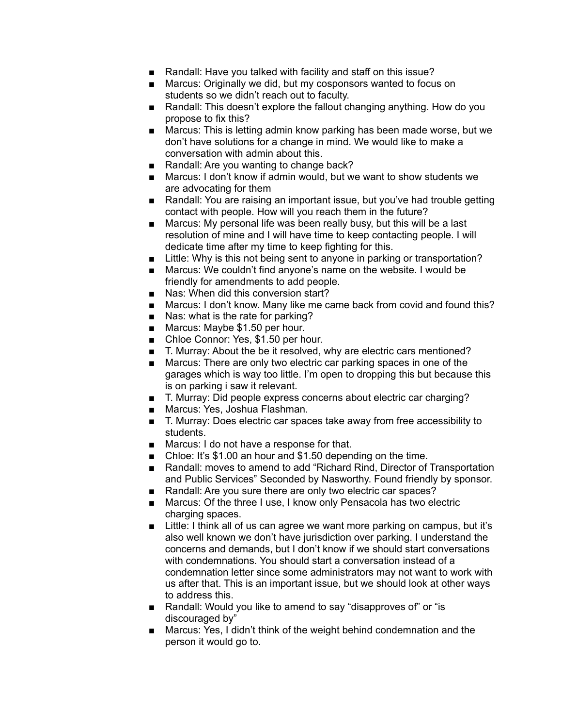- Randall: Have you talked with facility and staff on this issue?
- Marcus: Originally we did, but my cosponsors wanted to focus on students so we didn't reach out to faculty.
- Randall: This doesn't explore the fallout changing anything. How do you propose to fix this?
- Marcus: This is letting admin know parking has been made worse, but we don't have solutions for a change in mind. We would like to make a conversation with admin about this.
- Randall: Are you wanting to change back?
- Marcus: I don't know if admin would, but we want to show students we are advocating for them
- Randall: You are raising an important issue, but you've had trouble getting contact with people. How will you reach them in the future?
- Marcus: My personal life was been really busy, but this will be a last resolution of mine and I will have time to keep contacting people. I will dedicate time after my time to keep fighting for this.
- Little: Why is this not being sent to anyone in parking or transportation?
- Marcus: We couldn't find anyone's name on the website. I would be friendly for amendments to add people.
- Nas: When did this conversion start?
- Marcus: I don't know. Many like me came back from covid and found this?
- Nas: what is the rate for parking?
- Marcus: Maybe $1.50 per hour.
- Chloe Connor: Yes, $1.50 per hour.
- T. Murray: About the be it resolved, why are electric cars mentioned?
- Marcus: There are only two electric car parking spaces in one of the garages which is way too little. I'm open to dropping this but because this is on parking i saw it relevant.
- T. Murray: Did people express concerns about electric car charging?
- Marcus: Yes, Joshua Flashman.
- T. Murray: Does electric car spaces take away from free accessibility to students.
- Marcus: I do not have a response for that.
- Chloe: It's $1.00 an hour and $1.50 depending on the time.
- Randall: moves to amend to add "Richard Rind, Director of Transportation and Public Services" Seconded by Nasworthy. Found friendly by sponsor.
- Randall: Are you sure there are only two electric car spaces?
- Marcus: Of the three I use, I know only Pensacola has two electric charging spaces.
- Little: I think all of us can agree we want more parking on campus, but it's also well known we don't have jurisdiction over parking. I understand the concerns and demands, but I don't know if we should start conversations with condemnations. You should start a conversation instead of a condemnation letter since some administrators may not want to work with us after that. This is an important issue, but we should look at other ways to address this.
- Randall: Would you like to amend to say "disapproves of" or "is discouraged by"
- Marcus: Yes, I didn't think of the weight behind condemnation and the person it would go to.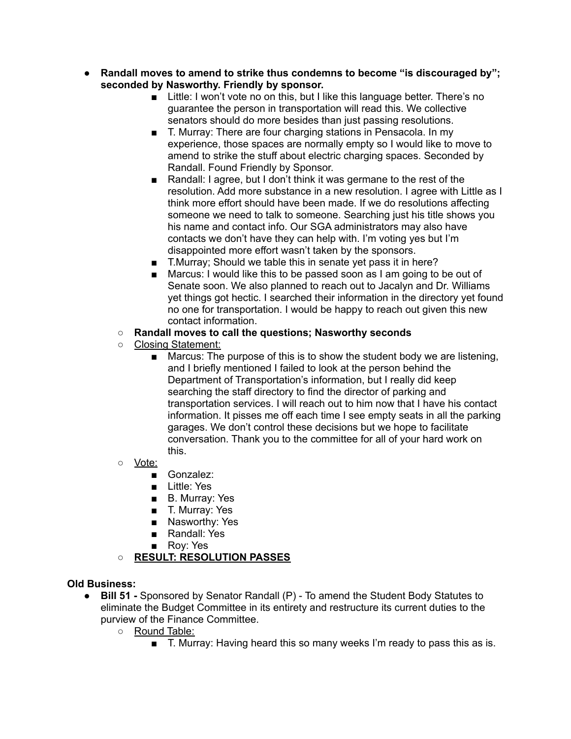- **Randall moves to amend to strike thus condemns to become "is discouraged by"; seconded by Nasworthy. Friendly by sponsor.**
    - Little: I won't vote no on this, but I like this language better. There's no guarantee the person in transportation will read this. We collective senators should do more besides than just passing resolutions.
    - T. Murray: There are four charging stations in Pensacola. In my experience, those spaces are normally empty so I would like to move to amend to strike the stuff about electric charging spaces. Seconded by Randall. Found Friendly by Sponsor.
    - Randall: I agree, but I don't think it was germane to the rest of the resolution. Add more substance in a new resolution. I agree with Little as I think more effort should have been made. If we do resolutions affecting someone we need to talk to someone. Searching just his title shows you his name and contact info. Our SGA administrators may also have contacts we don't have they can help with. I'm voting yes but I'm disappointed more effort wasn't taken by the sponsors.
    - T.Murray; Should we table this in senate yet pass it in here?
    - Marcus: I would like this to be passed soon as I am going to be out of Senate soon. We also planned to reach out to Jacalyn and Dr. Williams yet things got hectic. I searched their information in the directory yet found no one for transportation. I would be happy to reach out given this new contact information.
  - **Randall moves to call the questions; Nasworthy seconds**
  - <u>Closing Statement:</u>
    - Marcus: The purpose of this is to show the student body we are listening, and I briefly mentioned I failed to look at the person behind the Department of Transportation's information, but I really did keep searching the staff directory to find the director of parking and transportation services. I will reach out to him now that I have his contact information. It pisses me off each time I see empty seats in all the parking garages. We don't control these decisions but we hope to facilitate conversation. Thank you to the committee for all of your hard work on this.
  - <u>Vote:</u>
    - Gonzalez:
    - Little: Yes
    - B. Murray: Yes
    - T. Murray: Yes
    - Nasworthy: Yes
    - Randall: Yes
    - Roy: Yes
  - **<u>RESULT: RESOLUTION PASSES</u>**

**Old Business:**

- **Bill 51 -** Sponsored by Senator Randall (P) - To amend the Student Body Statutes to eliminate the Budget Committee in its entirety and restructure its current duties to the purview of the Finance Committee.
  - <u>Round Table:</u>
    - T. Murray: Having heard this so many weeks I'm ready to pass this as is.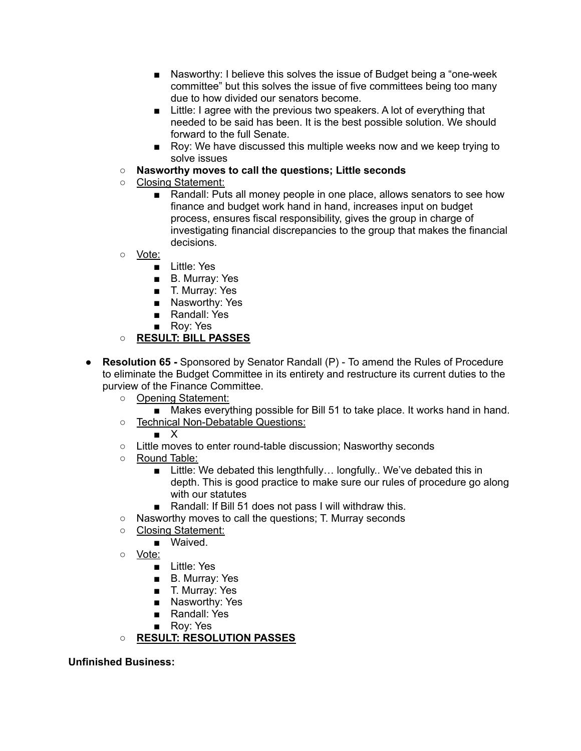- Nasworthy: I believe this solves the issue of Budget being a "one-week committee" but this solves the issue of five committees being too many due to how divided our senators become.
        - Little: I agree with the previous two speakers. A lot of everything that needed to be said has been. It is the best possible solution. We should forward to the full Senate.
        - Roy: We have discussed this multiple weeks now and we keep trying to solve issues
    - **Nasworthy moves to call the questions; Little seconds**
    - <u>Closing Statement:</u>
        - Randall: Puts all money people in one place, allows senators to see how finance and budget work hand in hand, increases input on budget process, ensures fiscal responsibility, gives the group in charge of investigating financial discrepancies to the group that makes the financial decisions.
    - <u>Vote:</u>
        - Little: Yes
        - B. Murray: Yes
        - T. Murray: Yes
        - Nasworthy: Yes
        - Randall: Yes
        - Roy: Yes
    - <u>**RESULT: BILL PASSES**</u>

- **Resolution 65 -** Sponsored by Senator Randall (P) - To amend the Rules of Procedure to eliminate the Budget Committee in its entirety and restructure its current duties to the purview of the Finance Committee.
    - <u>Opening Statement:</u>
        - Makes everything possible for Bill 51 to take place. It works hand in hand.
    - <u>Technical Non-Debatable Questions:</u>
        - X
    - Little moves to enter round-table discussion; Nasworthy seconds
    - <u>Round Table:</u>
        - Little: We debated this lengthfully… longfully.. We've debated this in depth. This is good practice to make sure our rules of procedure go along with our statutes
        - Randall: If Bill 51 does not pass I will withdraw this.
    - Nasworthy moves to call the questions; T. Murray seconds
    - <u>Closing Statement:</u>
        - Waived.
    - <u>Vote:</u>
        - Little: Yes
        - B. Murray: Yes
        - T. Murray: Yes
        - Nasworthy: Yes
        - Randall: Yes
        - Roy: Yes
    - <u>**RESULT: RESOLUTION PASSES**</u>

**Unfinished Business:**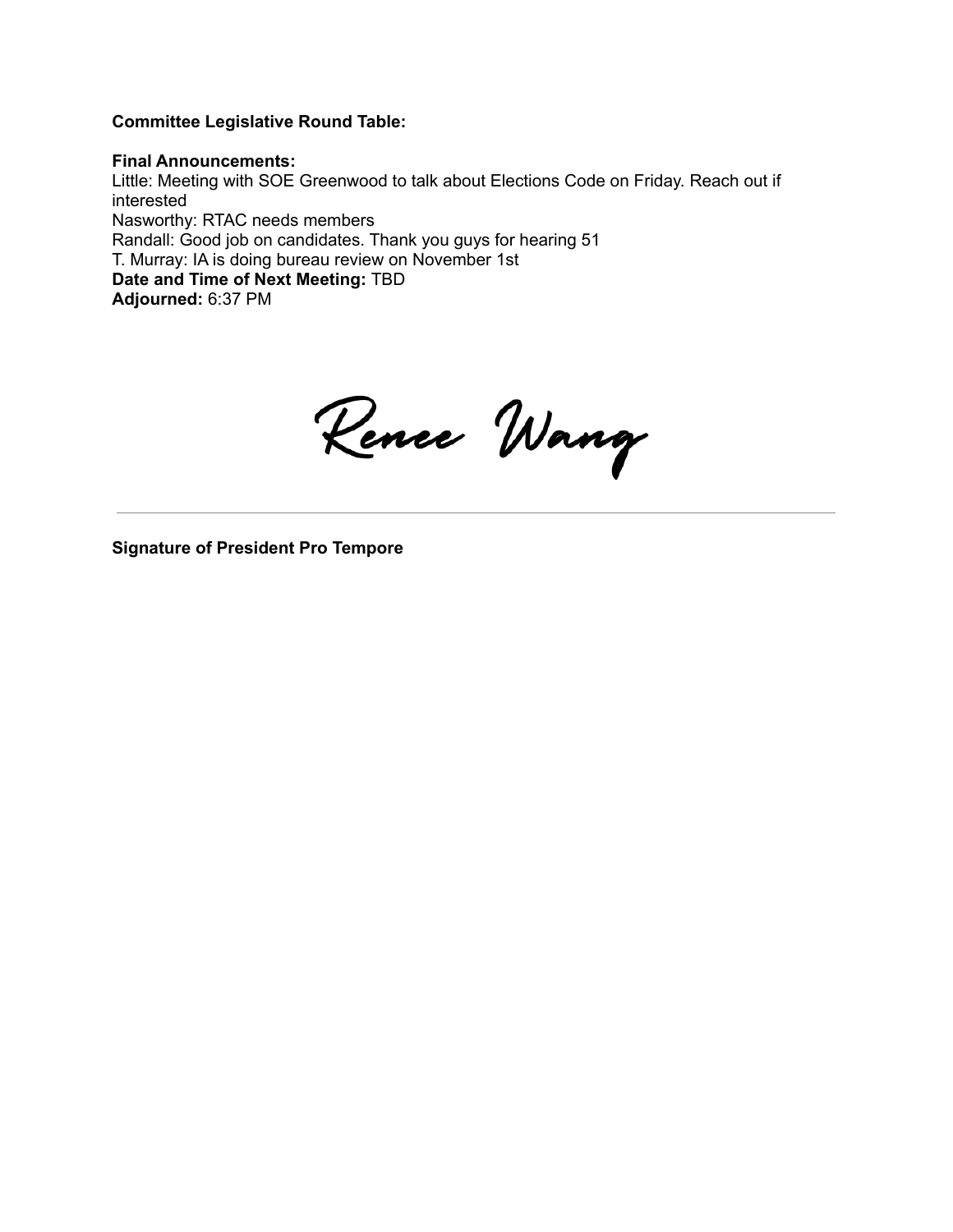**Committee Legislative Round Table:**

**Final Announcements:**
Little: Meeting with SOE Greenwood to talk about Elections Code on Friday. Reach out if interested
Nasworthy: RTAC needs members
Randall: Good job on candidates. Thank you guys for hearing 51
T. Murray: IA is doing bureau review on November 1st
**Date and Time of Next Meeting:** TBD
**Adjourned:** 6:37 PM

Renee Wang

---

**Signature of President Pro Tempore**